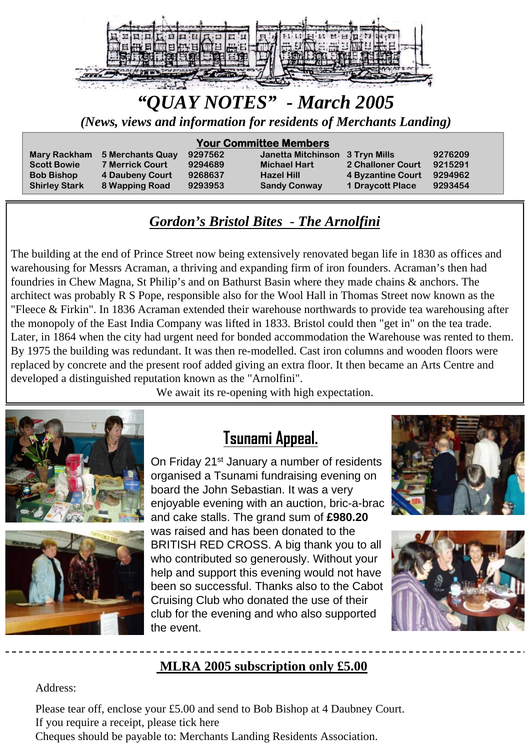# "QUAY NOTES" - March 2005

*(News, views and information for residents of Merchants Landing)*

**Your Committee Members**

| | | | | | |
|---|---|---|---|---|---|
| Mary Rackham | 5 Merchants Quay | 9297562 | Janetta Mitchinson | 3 Tryn Mills | 9276209 |
| Scott Bowie | 7 Merrick Court | 9294689 | Michael Hart | 2 Challoner Court | 9215291 |
| Bob Bishop | 4 Daubeny Court | 9268637 | Hazel Hill | 4 Byzantine Court | 9294962 |
| Shirley Stark | 8 Wapping Road | 9293953 | Sandy Conway | 1 Draycott Place | 9293454 |

## *Gordon's Bristol Bites - The Arnolfini*

The building at the end of Prince Street now being extensively renovated began life in 1830 as offices and warehousing for Messrs Acraman, a thriving and expanding firm of iron founders. Acraman's then had foundries in Chew Magna, St Philip's and on Bathurst Basin where they made chains & anchors. The architect was probably R S Pope, responsible also for the Wool Hall in Thomas Street now known as the "Fleece & Firkin". In 1836 Acraman extended their warehouse northwards to provide tea warehousing after the monopoly of the East India Company was lifted in 1833. Bristol could then "get in" on the tea trade. Later, in 1864 when the city had urgent need for bonded accommodation the Warehouse was rented to them. By 1975 the building was redundant. It was then re-modelled. Cast iron columns and wooden floors were replaced by concrete and the present roof added giving an extra floor. It then became an Arts Centre and developed a distinguished reputation known as the "Arnolfini".

We await its re-opening with high expectation.

## Tsunami Appeal.

On Friday 21st January a number of residents organised a Tsunami fundraising evening on board the John Sebastian. It was a very enjoyable evening with an auction, bric-a-brac and cake stalls. The grand sum of **£980.20** was raised and has been donated to the BRITISH RED CROSS. A big thank you to all who contributed so generously. Without your help and support this evening would not have been so successful. Thanks also to the Cabot Cruising Club who donated the use of their club for the evening and who also supported the event.

---

## MLRA 2005 subscription only £5.00

Address:

Please tear off, enclose your £5.00 and send to Bob Bishop at 4 Daubney Court.
If you require a receipt, please tick here
Cheques should be payable to: Merchants Landing Residents Association.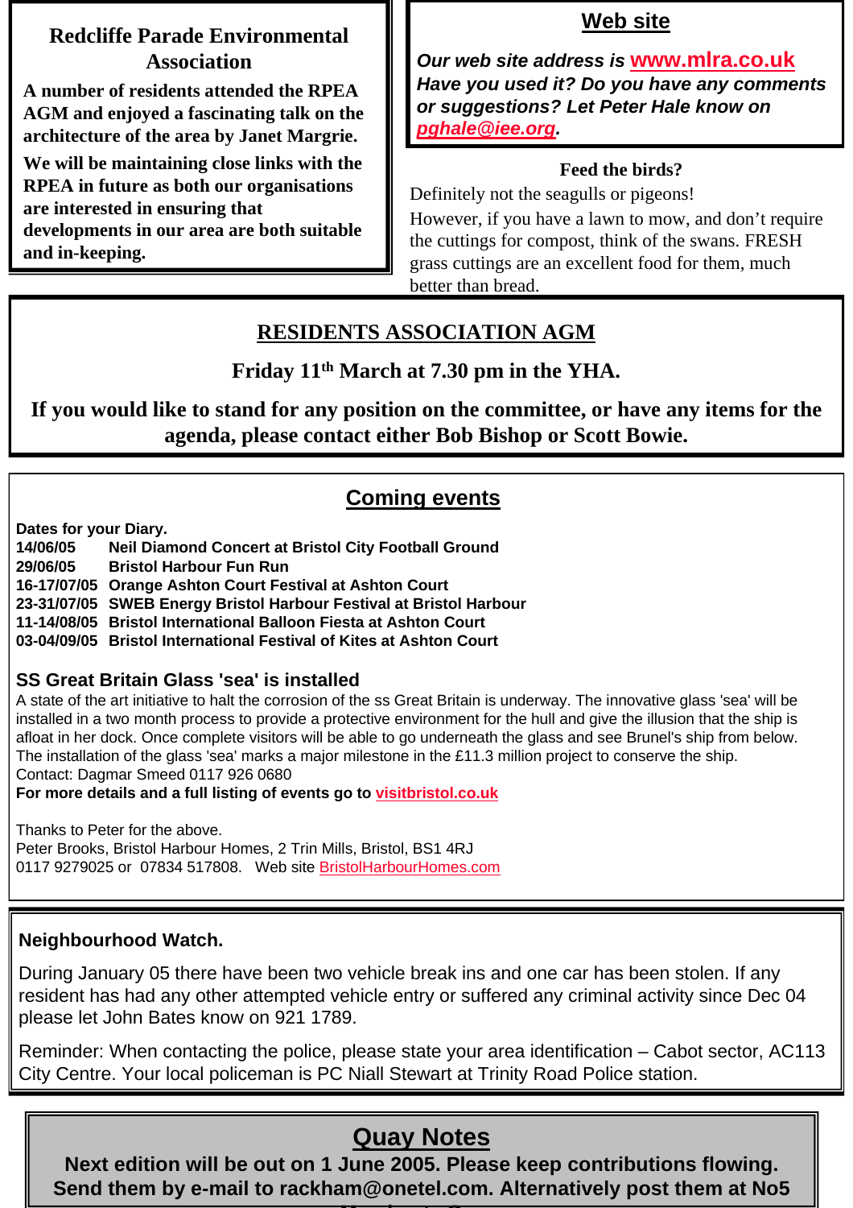## Redcliffe Parade Environmental Association

**A number of residents attended the RPEA AGM and enjoyed a fascinating talk on the architecture of the area by Janet Margrie.**

**We will be maintaining close links with the RPEA in future as both our organisations are interested in ensuring that developments in our area are both suitable and in-keeping.**

## Web site

***Our web site address is www.mlra.co.uk Have you used it? Do you have any comments or suggestions? Let Peter Hale know on pghale@iee.org.***

### Feed the birds?

Definitely not the seagulls or pigeons!

However, if you have a lawn to mow, and don't require the cuttings for compost, think of the swans. FRESH grass cuttings are an excellent food for them, much better than bread.

## RESIDENTS ASSOCIATION AGM

**Friday 11th March at 7.30 pm in the YHA.**

**If you would like to stand for any position on the committee, or have any items for the agenda, please contact either Bob Bishop or Scott Bowie.**

## Coming events

**Dates for your Diary.**

**14/06/05 Neil Diamond Concert at Bristol City Football Ground**
**29/06/05 Bristol Harbour Fun Run**
**16-17/07/05 Orange Ashton Court Festival at Ashton Court**
**23-31/07/05 SWEB Energy Bristol Harbour Festival at Bristol Harbour**
**11-14/08/05 Bristol International Balloon Fiesta at Ashton Court**
**03-04/09/05 Bristol International Festival of Kites at Ashton Court**

### SS Great Britain Glass 'sea' is installed

A state of the art initiative to halt the corrosion of the ss Great Britain is underway. The innovative glass 'sea' will be installed in a two month process to provide a protective environment for the hull and give the illusion that the ship is afloat in her dock. Once complete visitors will be able to go underneath the glass and see Brunel's ship from below. The installation of the glass 'sea' marks a major milestone in the £11.3 million project to conserve the ship.
Contact: Dagmar Smeed 0117 926 0680
**For more details and a full listing of events go to visitbristol.co.uk**

Thanks to Peter for the above.
Peter Brooks, Bristol Harbour Homes, 2 Trin Mills, Bristol, BS1 4RJ
0117 9279025 or 07834 517808. Web site BristolHarbourHomes.com

### Neighbourhood Watch.

During January 05 there have been two vehicle break ins and one car has been stolen. If any resident has had any other attempted vehicle entry or suffered any criminal activity since Dec 04 please let John Bates know on 921 1789.

Reminder: When contacting the police, please state your area identification – Cabot sector, AC113 City Centre. Your local policeman is PC Niall Stewart at Trinity Road Police station.

## Quay Notes

**Next edition will be out on 1 June 2005. Please keep contributions flowing. Send them by e-mail to rackham@onetel.com. Alternatively post them at No5**